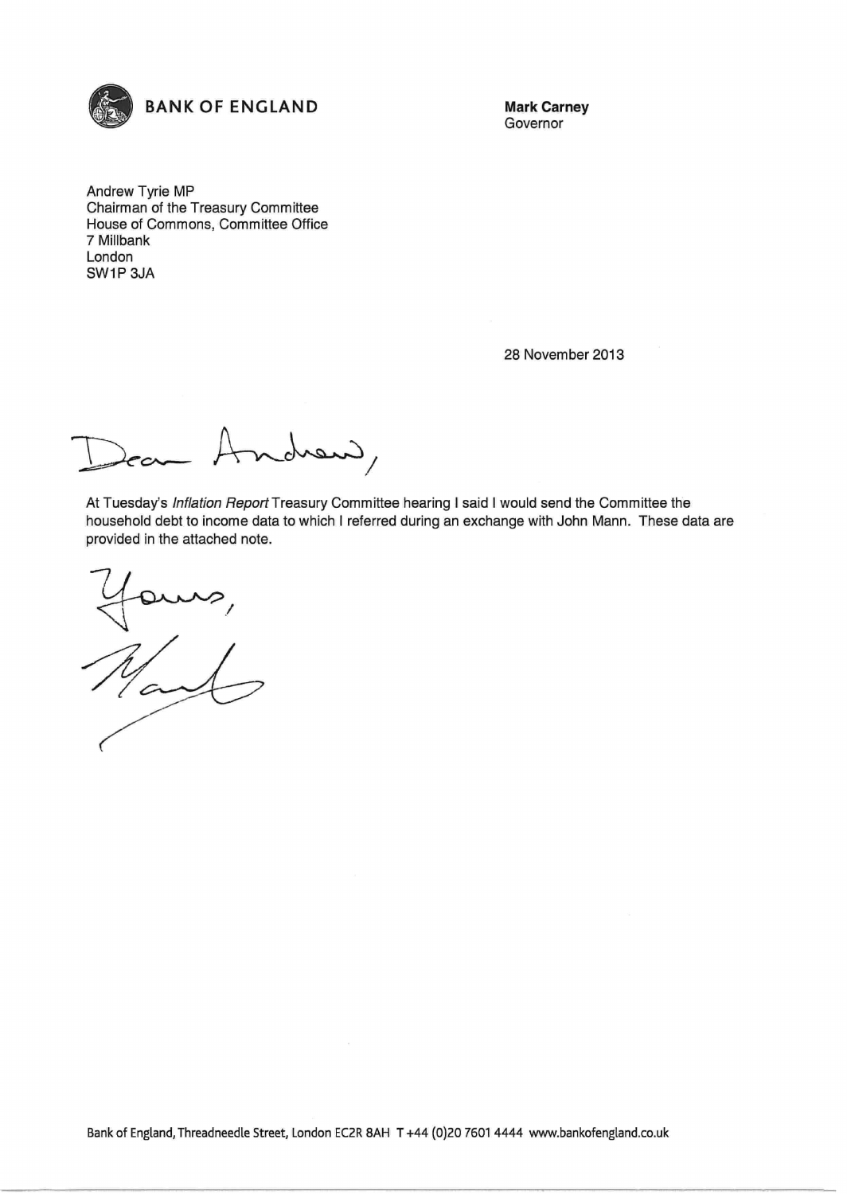**BANK OF ENGLAND**

**Mark Carney**
Governor

Andrew Tyrie MP
Chairman of the Treasury Committee
House of Commons, Committee Office
7 Millbank
London
SW1P 3JA

28 November 2013

Dear Andrew,

At Tuesday's *Inflation Report* Treasury Committee hearing I said I would send the Committee the household debt to income data to which I referred during an exchange with John Mann. These data are provided in the attached note.

Yours,

Mark

Bank of England, Threadneedle Street, London EC2R 8AH T +44 (0)20 7601 4444 www.bankofengland.co.uk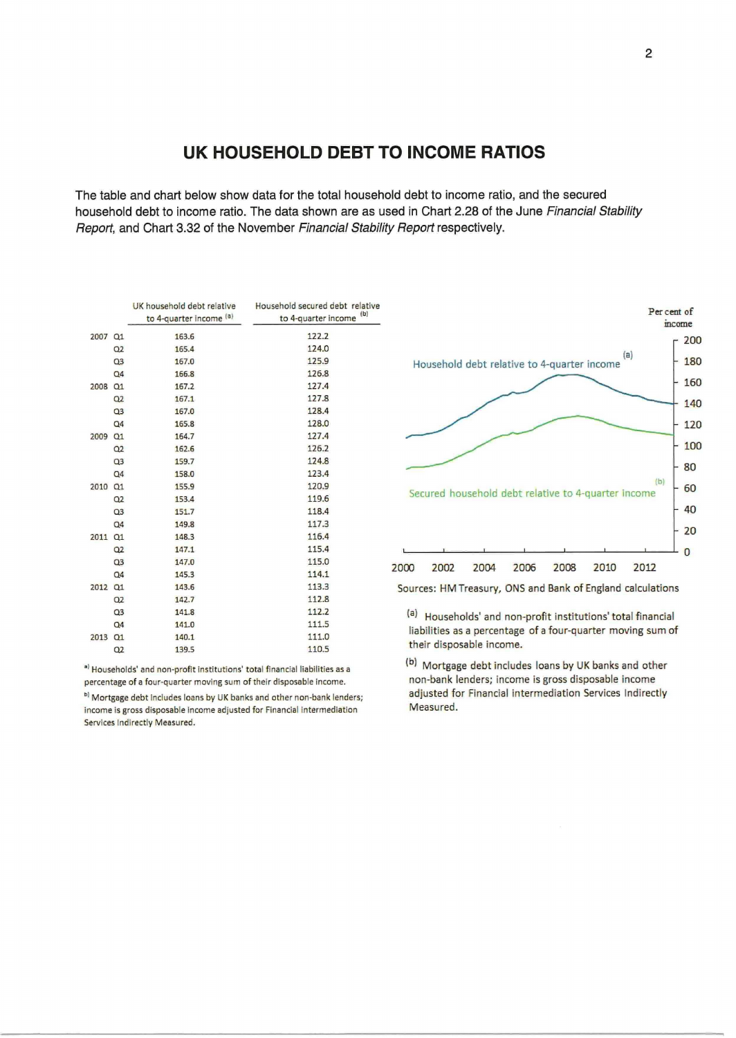## UK HOUSEHOLD DEBT TO INCOME RATIOS

The table and chart below show data for the total household debt to income ratio, and the secured household debt to income ratio. The data shown are as used in Chart 2.28 of the June *Financial Stability Report*, and Chart 3.32 of the November *Financial Stability Report* respectively.

| | | UK household debt relative to 4-quarter income [a] | Household secured debt relative to 4-quarter income [b] |
|---|---|---|---|
| 2007 | Q1 | 163.6 | 122.2 |
| | Q2 | 165.4 | 124.0 |
| | Q3 | 167.0 | 125.9 |
| | Q4 | 166.8 | 126.8 |
| 2008 | Q1 | 167.2 | 127.4 |
| | Q2 | 167.1 | 127.8 |
| | Q3 | 167.0 | 128.4 |
| | Q4 | 165.8 | 128.0 |
| 2009 | Q1 | 164.7 | 127.4 |
| | Q2 | 162.6 | 126.2 |
| | Q3 | 159.7 | 124.8 |
| | Q4 | 158.0 | 123.4 |
| 2010 | Q1 | 155.9 | 120.9 |
| | Q2 | 153.4 | 119.6 |
| | Q3 | 151.7 | 118.4 |
| | Q4 | 149.8 | 117.3 |
| 2011 | Q1 | 148.3 | 116.4 |
| | Q2 | 147.1 | 115.4 |
| | Q3 | 147.0 | 115.0 |
| | Q4 | 145.3 | 114.1 |
| 2012 | Q1 | 143.6 | 113.3 |
| | Q2 | 142.7 | 112.8 |
| | Q3 | 141.8 | 112.2 |
| | Q4 | 141.0 | 111.5 |
| 2013 | Q1 | 140.1 | 111.0 |
| | Q2 | 139.5 | 110.5 |

[a] Households' and non-profit institutions' total financial liabilities as a percentage of a four-quarter moving sum of their disposable income.

[b] Mortgage debt includes loans by UK banks and other non-bank lenders; income is gross disposable income adjusted for Financial Intermediation Services Indirectly Measured.

Per cent of income

200
180
160
140
120
100
80
60
40
20
0

Household debt relative to 4-quarter income (a)

Secured household debt relative to 4-quarter income (b)

2000 2002 2004 2006 2008 2010 2012

Sources: HM Treasury, ONS and Bank of England calculations

(a) Households' and non-profit institutions' total financial liabilities as a percentage of a four-quarter moving sum of their disposable income.

(b) Mortgage debt includes loans by UK banks and other non-bank lenders; income is gross disposable income adjusted for Financial Intermediation Services Indirectly Measured.